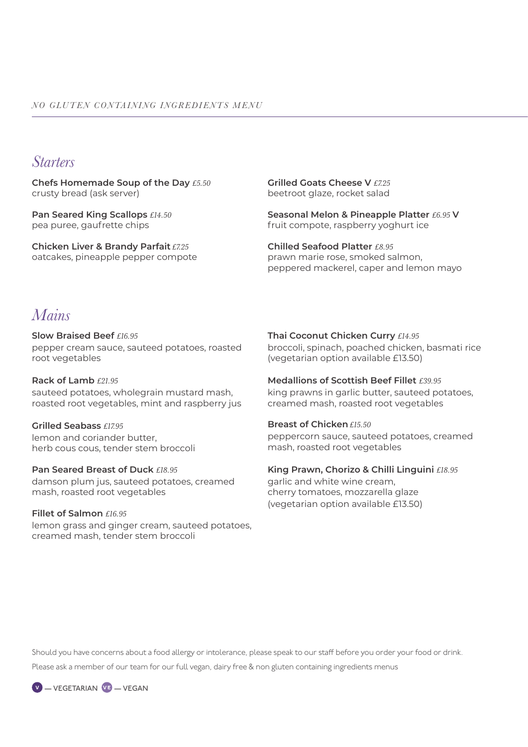*NO GLUTEN CONTAINING INGREDIENTS MENU*

## *Starters*

**Chefs Homemade Soup of the Day** *£5.50*
crusty bread (ask server)

**Pan Seared King Scallops** *£14.50*
pea puree, gaufrette chips

**Chicken Liver & Brandy Parfait** *£7.25*
oatcakes, pineapple pepper compote

**Grilled Goats Cheese V** *£7.25*
beetroot glaze, rocket salad

**Seasonal Melon & Pineapple Platter** *£6.95* **V**
fruit compote, raspberry yoghurt ice

**Chilled Seafood Platter** *£8.95*
prawn marie rose, smoked salmon,
peppered mackerel, caper and lemon mayo

## *Mains*

**Slow Braised Beef** *£16.95*
pepper cream sauce, sauteed potatoes, roasted root vegetables

**Rack of Lamb** *£21.95*
sauteed potatoes, wholegrain mustard mash,
roasted root vegetables, mint and raspberry jus

**Grilled Seabass** *£17.95*
lemon and coriander butter,
herb cous cous, tender stem broccoli

**Pan Seared Breast of Duck** *£18.95*
damson plum jus, sauteed potatoes, creamed mash, roasted root vegetables

**Fillet of Salmon** *£16.95*
lemon grass and ginger cream, sauteed potatoes,
creamed mash, tender stem broccoli

**Thai Coconut Chicken Curry** *£14.95*
broccoli, spinach, poached chicken, basmati rice
(vegetarian option available £13.50)

**Medallions of Scottish Beef Fillet** *£39.95*
king prawns in garlic butter, sauteed potatoes,
creamed mash, roasted root vegetables

**Breast of Chicken** *£15.50*
peppercorn sauce, sauteed potatoes, creamed mash, roasted root vegetables

**King Prawn, Chorizo & Chilli Linguini** *£18.95*
garlic and white wine cream,
cherry tomatoes, mozzarella glaze
(vegetarian option available £13.50)

Should you have concerns about a food allergy or intolerance, please speak to our staff before you order your food or drink.

Please ask a member of our team for our full vegan, dairy free & non gluten containing ingredients menus

V — VEGETARIAN VE — VEGAN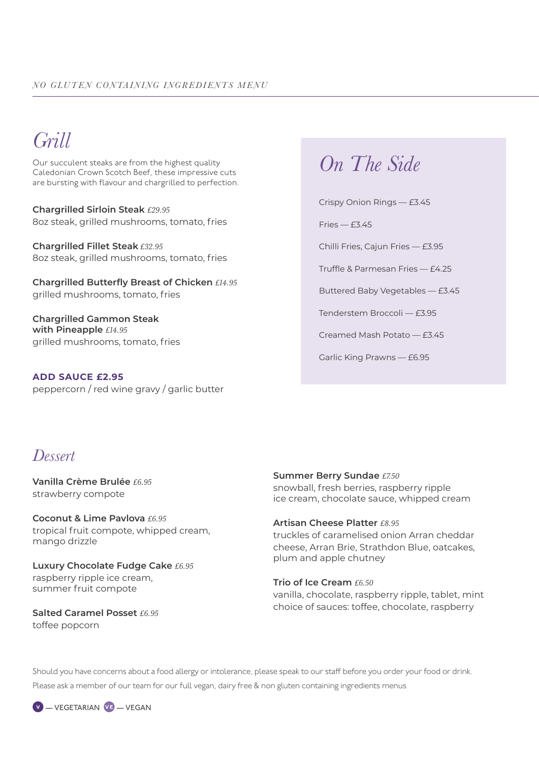*NO GLUTEN CONTAINING INGREDIENTS MENU*

# Grill

Our succulent steaks are from the highest quality Caledonian Crown Scotch Beef, these impressive cuts are bursting with flavour and chargrilled to perfection.

**Chargrilled Sirloin Steak** *£29.95*
8oz steak, grilled mushrooms, tomato, fries

**Chargrilled Fillet Steak** *£32.95*
8oz steak, grilled mushrooms, tomato, fries

**Chargrilled Butterfly Breast of Chicken** *£14.95*
grilled mushrooms, tomato, fries

**Chargrilled Gammon Steak with Pineapple** *£14.95*
grilled mushrooms, tomato, fries

**ADD SAUCE £2.95**
peppercorn / red wine gravy / garlic butter

# On The Side

Crispy Onion Rings — £3.45

Fries — £3.45

Chilli Fries, Cajun Fries — £3.95

Truffle & Parmesan Fries — £4.25

Buttered Baby Vegetables — £3.45

Tenderstem Broccoli — £3.95

Creamed Mash Potato — £3.45

Garlic King Prawns — £6.95

# Dessert

**Vanilla Crème Brulée** *£6.95*
strawberry compote

**Coconut & Lime Pavlova** *£6.95*
tropical fruit compote, whipped cream, mango drizzle

**Luxury Chocolate Fudge Cake** *£6.95*
raspberry ripple ice cream, summer fruit compote

**Salted Caramel Posset** *£6.95*
toffee popcorn

**Summer Berry Sundae** *£7.50*
snowball, fresh berries, raspberry ripple ice cream, chocolate sauce, whipped cream

**Artisan Cheese Platter** *£8.95*
truckles of caramelised onion Arran cheddar cheese, Arran Brie, Strathdon Blue, oatcakes, plum and apple chutney

**Trio of Ice Cream** *£6.50*
vanilla, chocolate, raspberry ripple, tablet, mint
choice of sauces: toffee, chocolate, raspberry

Should you have concerns about a food allergy or intolerance, please speak to our staff before you order your food or drink.
Please ask a member of our team for our full vegan, dairy free & non gluten containing ingredients menus

V — VEGETARIAN VE — VEGAN